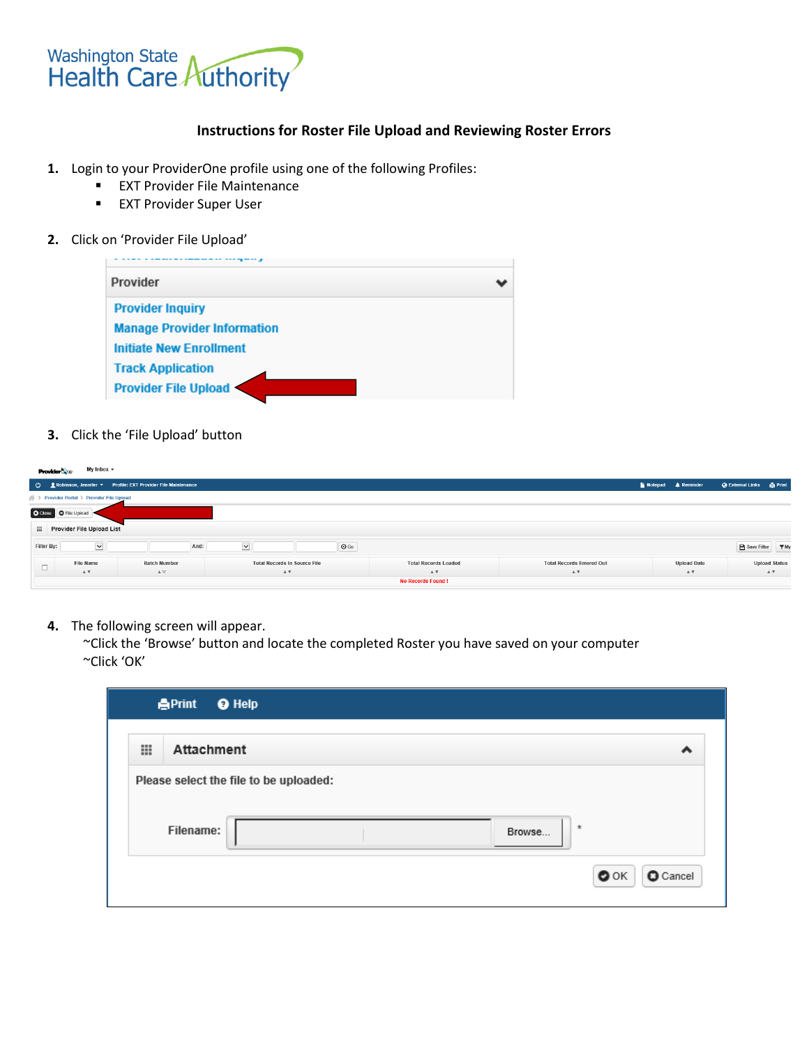Washington State Health Care Authority

**Instructions for Roster File Upload and Reviewing Roster Errors**

1. Login to your ProviderOne profile using one of the following Profiles:
   - EXT Provider File Maintenance
   - EXT Provider Super User

2. Click on 'Provider File Upload'

3. Click the 'File Upload' button

4. The following screen will appear.
   ~Click the 'Browse' button and locate the completed Roster you have saved on your computer
   ~Click 'OK'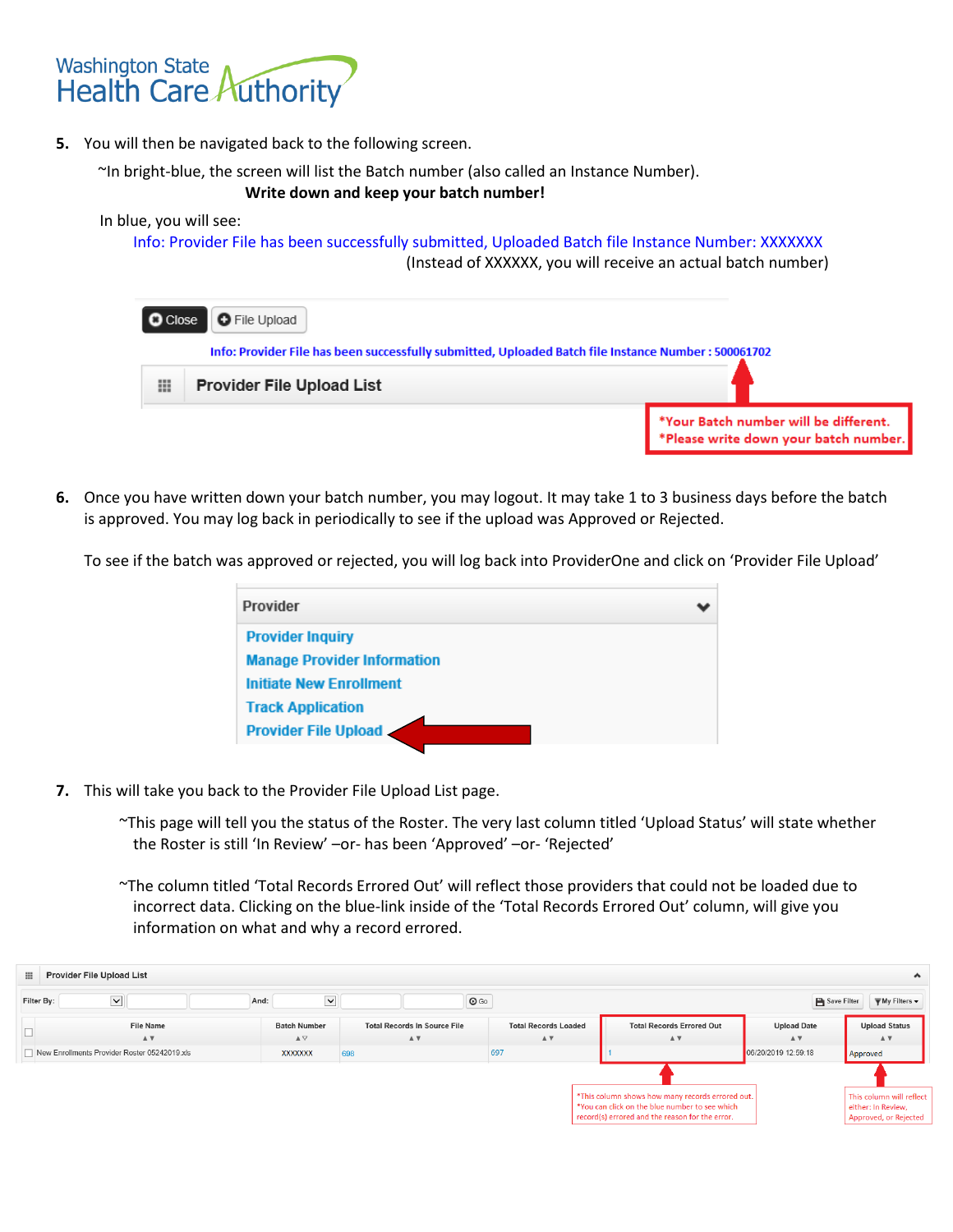5. You will then be navigated back to the following screen.

   ~In bright-blue, the screen will list the Batch number (also called an Instance Number).

   **Write down and keep your batch number!**

   In blue, you will see:

   Info: Provider File has been successfully submitted, Uploaded Batch file Instance Number: XXXXXXX

   (Instead of XXXXXX, you will receive an actual batch number)

   Close | File Upload

   Info: Provider File has been successfully submitted, Uploaded Batch file Instance Number : 500061702

   Provider File Upload List

   *Your Batch number will be different.
   *Please write down your batch number.

6. Once you have written down your batch number, you may logout. It may take 1 to 3 business days before the batch is approved. You may log back in periodically to see if the upload was Approved or Rejected.

   To see if the batch was approved or rejected, you will log back into ProviderOne and click on 'Provider File Upload'

   Provider
   - Provider Inquiry
   - Manage Provider Information
   - Initiate New Enrollment
   - Track Application
   - Provider File Upload

7. This will take you back to the Provider File Upload List page.

   ~This page will tell you the status of the Roster. The very last column titled 'Upload Status' will state whether the Roster is still 'In Review' –or- has been 'Approved' –or- 'Rejected'

   ~The column titled 'Total Records Errored Out' will reflect those providers that could not be loaded due to incorrect data. Clicking on the blue-link inside of the 'Total Records Errored Out' column, will give you information on what and why a record errored.

Provider File Upload List

Filter By: | And: | Go | Save Filter | My Filters

| File Name | Batch Number | Total Records In Source File | Total Records Loaded | Total Records Errored Out | Upload Date | Upload Status |
|---|---|---|---|---|---|---|
| New Enrollments Provider Roster 05242019.xls | XXXXXXX | 698 | 697 | 1 | 06/20/2019 12:59:18 | Approved |

*This column shows how many records errored out.
*You can click on the blue number to see which record(s) errored and the reason for the error.

This column will reflect either: In Review, Approved, or Rejected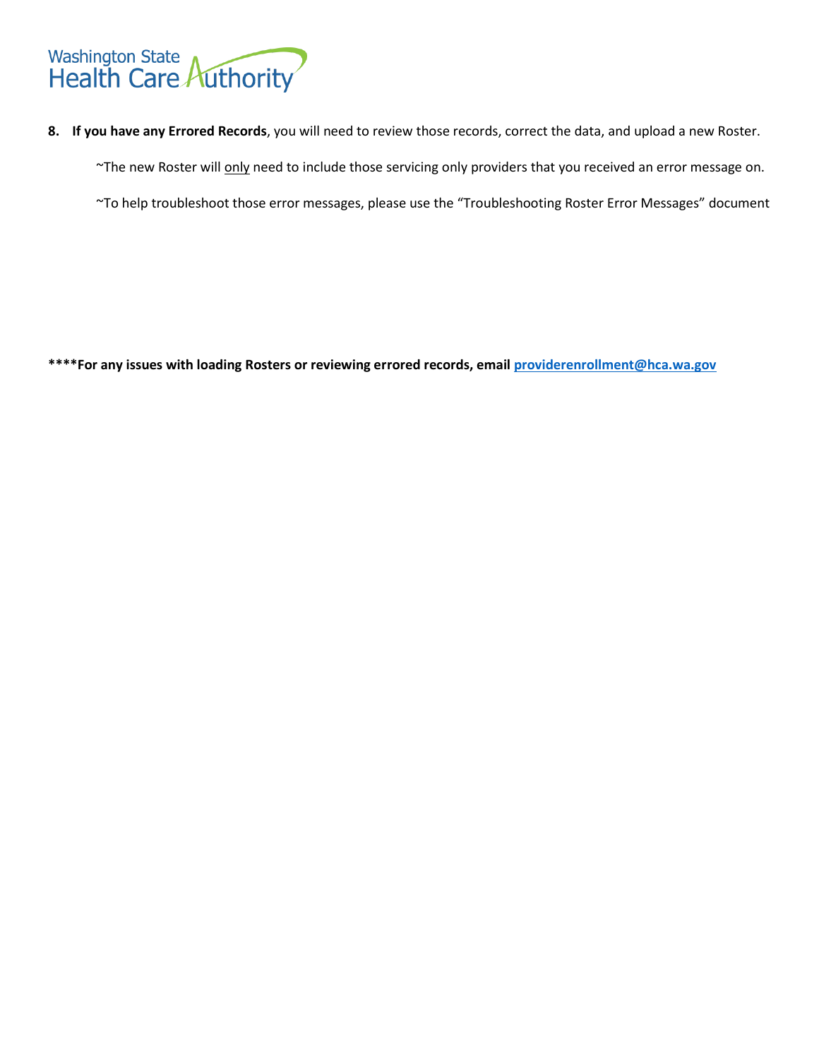8. **If you have any Errored Records**, you will need to review those records, correct the data, and upload a new Roster.

   ~The new Roster will only need to include those servicing only providers that you received an error message on.

   ~To help troubleshoot those error messages, please use the "Troubleshooting Roster Error Messages" document

****For any issues with loading Rosters or reviewing errored records, email providerenrollment@hca.wa.gov**